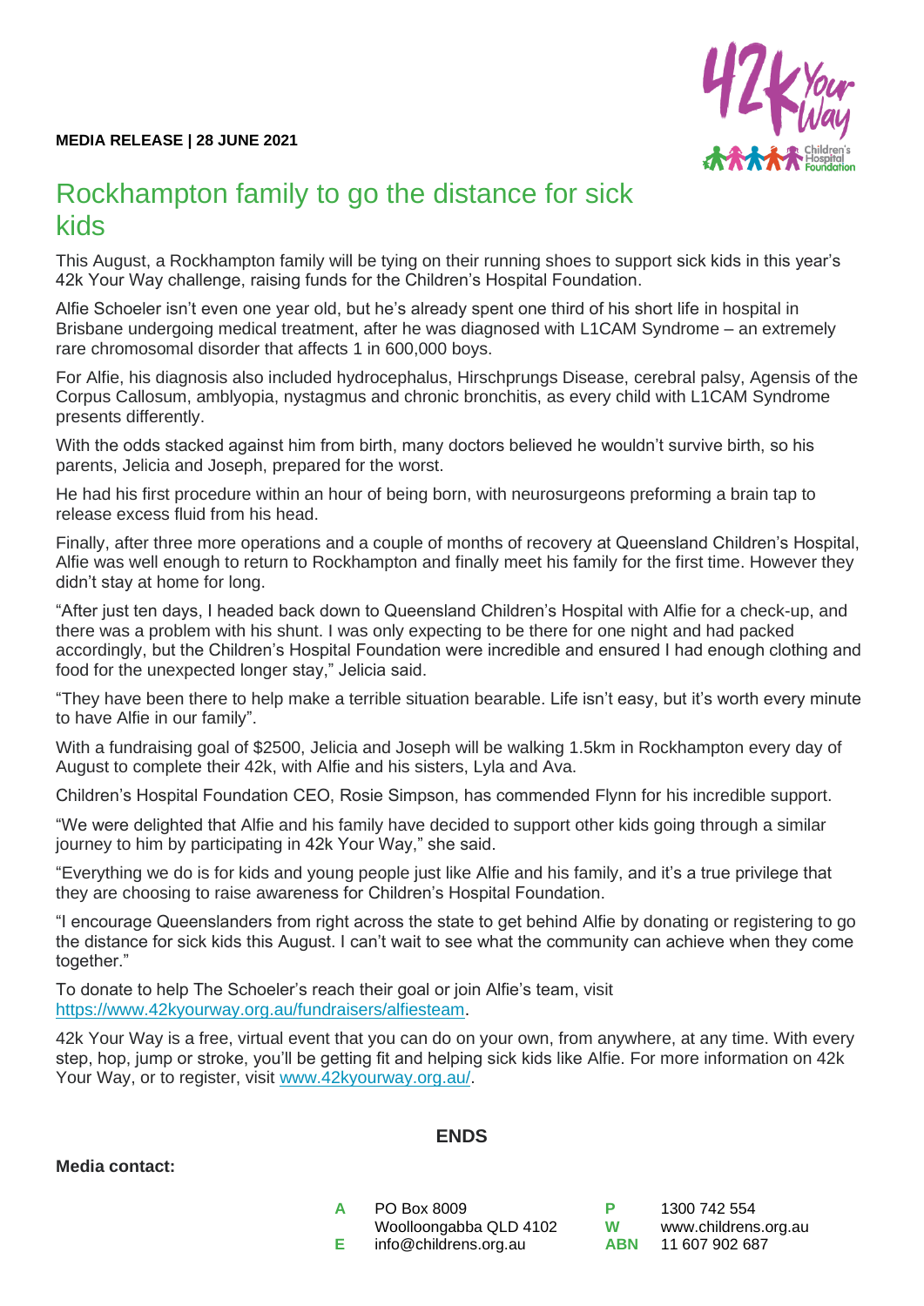**MEDIA RELEASE | 28 JUNE 2021**

# Rockhampton family to go the distance for sick kids

This August, a Rockhampton family will be tying on their running shoes to support sick kids in this year's 42k Your Way challenge, raising funds for the Children's Hospital Foundation.

Alfie Schoeler isn't even one year old, but he's already spent one third of his short life in hospital in Brisbane undergoing medical treatment, after he was diagnosed with L1CAM Syndrome – an extremely rare chromosomal disorder that affects 1 in 600,000 boys.

For Alfie, his diagnosis also included hydrocephalus, Hirschprungs Disease, cerebral palsy, Agensis of the Corpus Callosum, amblyopia, nystagmus and chronic bronchitis, as every child with L1CAM Syndrome presents differently.

With the odds stacked against him from birth, many doctors believed he wouldn't survive birth, so his parents, Jelicia and Joseph, prepared for the worst.

He had his first procedure within an hour of being born, with neurosurgeons preforming a brain tap to release excess fluid from his head.

Finally, after three more operations and a couple of months of recovery at Queensland Children's Hospital, Alfie was well enough to return to Rockhampton and finally meet his family for the first time. However they didn't stay at home for long.

"After just ten days, I headed back down to Queensland Children's Hospital with Alfie for a check-up, and there was a problem with his shunt. I was only expecting to be there for one night and had packed accordingly, but the Children's Hospital Foundation were incredible and ensured I had enough clothing and food for the unexpected longer stay," Jelicia said.

"They have been there to help make a terrible situation bearable. Life isn't easy, but it's worth every minute to have Alfie in our family".

With a fundraising goal of $2500, Jelicia and Joseph will be walking 1.5km in Rockhampton every day of August to complete their 42k, with Alfie and his sisters, Lyla and Ava.

Children's Hospital Foundation CEO, Rosie Simpson, has commended Flynn for his incredible support.

"We were delighted that Alfie and his family have decided to support other kids going through a similar journey to him by participating in 42k Your Way," she said.

"Everything we do is for kids and young people just like Alfie and his family, and it's a true privilege that they are choosing to raise awareness for Children's Hospital Foundation.

"I encourage Queenslanders from right across the state to get behind Alfie by donating or registering to go the distance for sick kids this August. I can't wait to see what the community can achieve when they come together."

To donate to help The Schoeler's reach their goal or join Alfie's team, visit https://www.42kyourway.org.au/fundraisers/alfiesteam.

42k Your Way is a free, virtual event that you can do on your own, from anywhere, at any time. With every step, hop, jump or stroke, you'll be getting fit and helping sick kids like Alfie. For more information on 42k Your Way, or to register, visit www.42kyourway.org.au/.

**ENDS**

**Media contact:**

**A** PO Box 8009 Woolloongabba QLD 4102
**E** info@childrens.org.au
**P** 1300 742 554
**W** www.childrens.org.au
**ABN** 11 607 902 687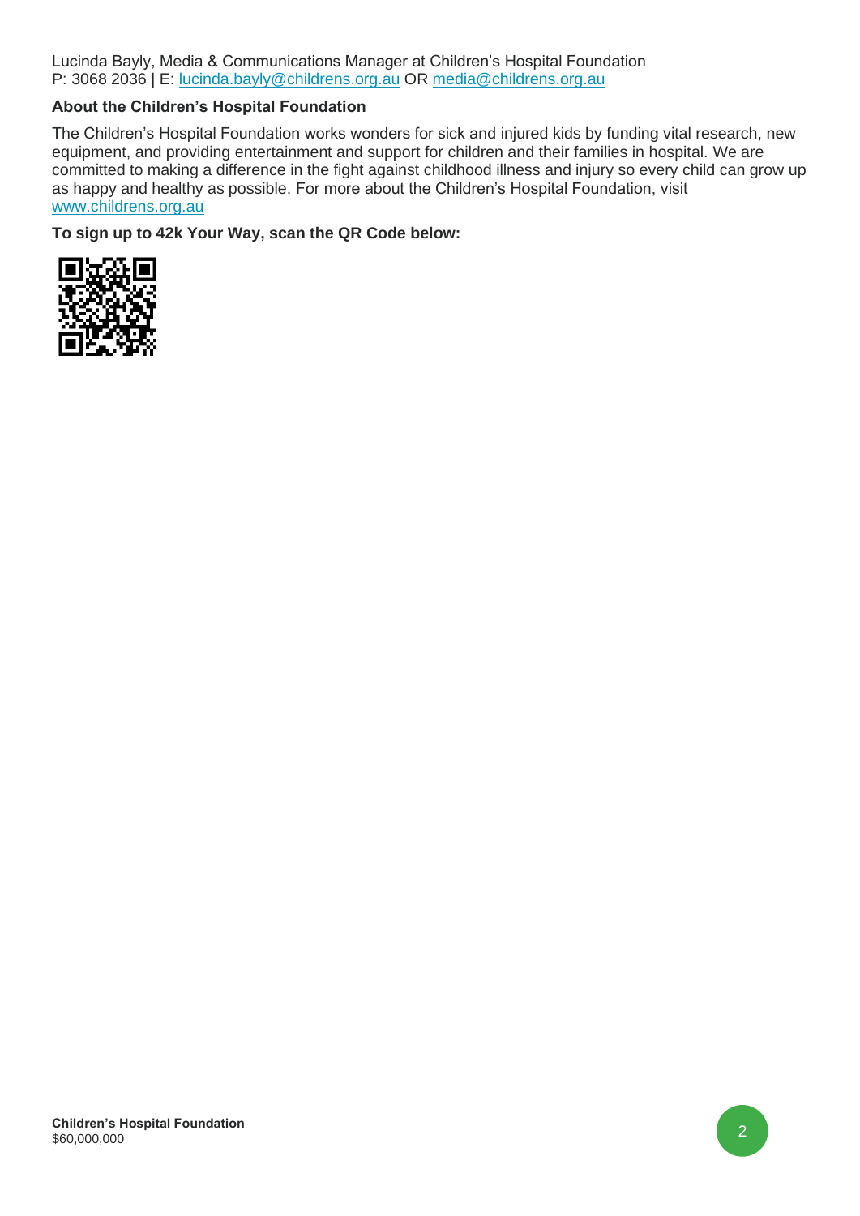Lucinda Bayly, Media & Communications Manager at Children's Hospital Foundation
P: 3068 2036 | E: lucinda.bayly@childrens.org.au OR media@childrens.org.au

**About the Children's Hospital Foundation**

The Children's Hospital Foundation works wonders for sick and injured kids by funding vital research, new equipment, and providing entertainment and support for children and their families in hospital. We are committed to making a difference in the fight against childhood illness and injury so every child can grow up as happy and healthy as possible. For more about the Children's Hospital Foundation, visit www.childrens.org.au

**To sign up to 42k Your Way, scan the QR Code below:**

**Children's Hospital Foundation**
$60,000,000